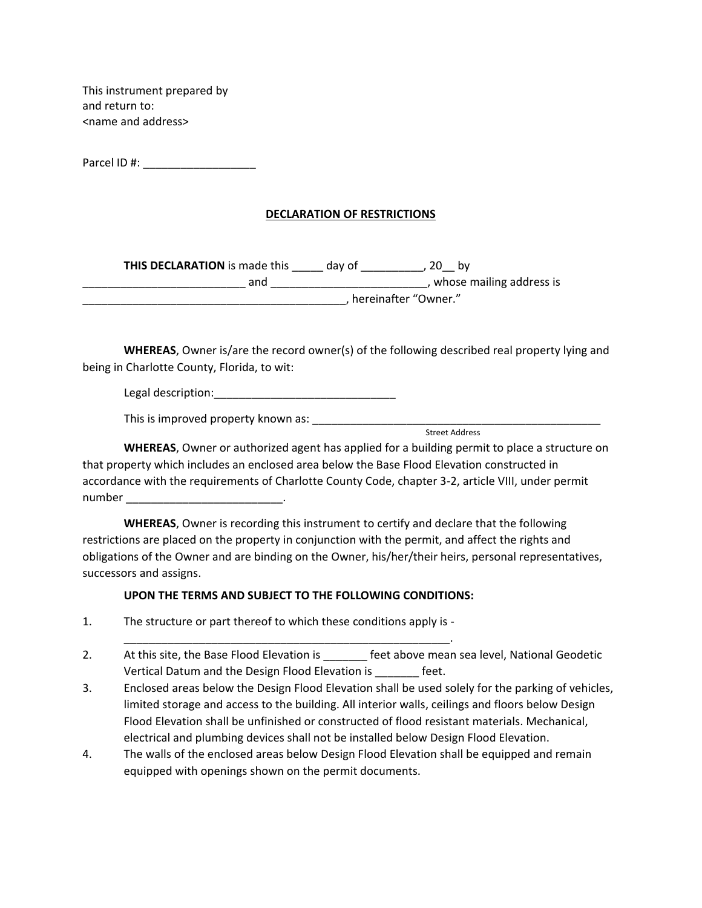This instrument prepared by
and return to:
<name and address>

Parcel ID #: __________________

## DECLARATION OF RESTRICTIONS

**THIS DECLARATION** is made this _____ day of __________, 20__ by __________________________ and _________________________, whose mailing address is ___________________________________________, hereinafter "Owner."

**WHEREAS**, Owner is/are the record owner(s) of the following described real property lying and being in Charlotte County, Florida, to wit:

Legal description:_____________________________

This is improved property known as: _________________________________________________
Street Address

**WHEREAS**, Owner or authorized agent has applied for a building permit to place a structure on that property which includes an enclosed area below the Base Flood Elevation constructed in accordance with the requirements of Charlotte County Code, chapter 3-2, article VIII, under permit number _________________________.

**WHEREAS**, Owner is recording this instrument to certify and declare that the following restrictions are placed on the property in conjunction with the permit, and affect the rights and obligations of the Owner and are binding on the Owner, his/her/their heirs, personal representatives, successors and assigns.

**UPON THE TERMS AND SUBJECT TO THE FOLLOWING CONDITIONS:**

1. The structure or part thereof to which these conditions apply is - _______________________________________________________.
2. At this site, the Base Flood Elevation is _______ feet above mean sea level, National Geodetic Vertical Datum and the Design Flood Elevation is _______ feet.
3. Enclosed areas below the Design Flood Elevation shall be used solely for the parking of vehicles, limited storage and access to the building. All interior walls, ceilings and floors below Design Flood Elevation shall be unfinished or constructed of flood resistant materials. Mechanical, electrical and plumbing devices shall not be installed below Design Flood Elevation.
4. The walls of the enclosed areas below Design Flood Elevation shall be equipped and remain equipped with openings shown on the permit documents.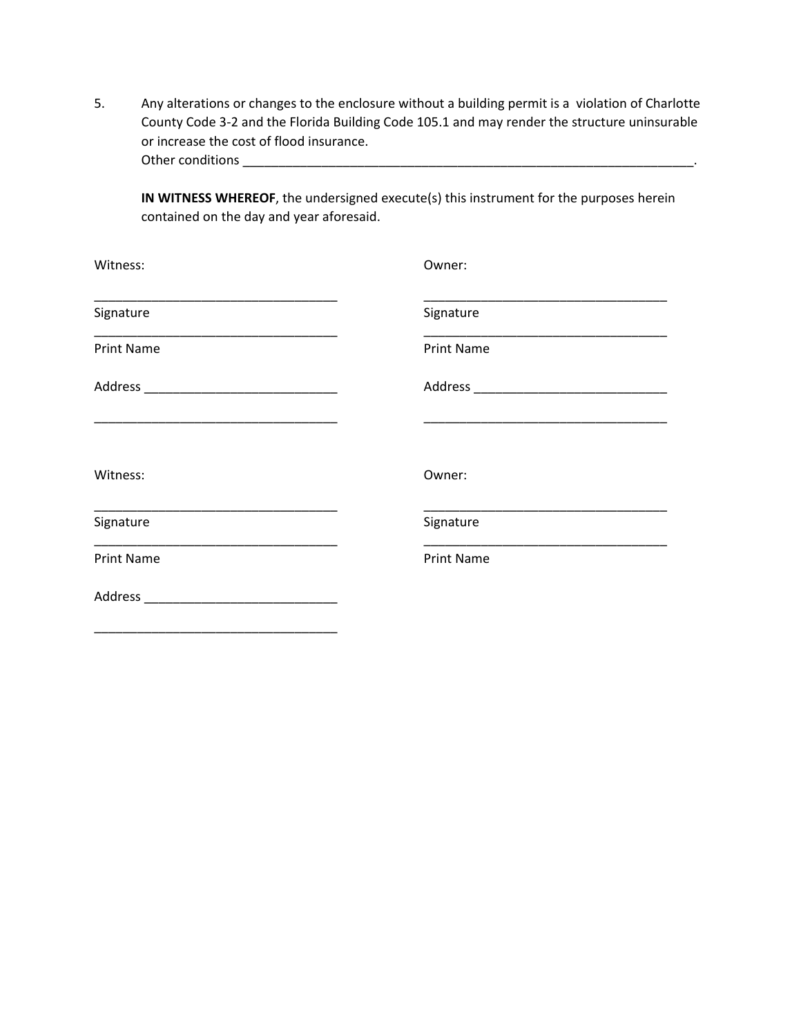5. Any alterations or changes to the enclosure without a building permit is a violation of Charlotte County Code 3-2 and the Florida Building Code 105.1 and may render the structure uninsurable or increase the cost of flood insurance.
Other conditions ____________________________________________________________________.

**IN WITNESS WHEREOF**, the undersigned execute(s) this instrument for the purposes herein contained on the day and year aforesaid.

Witness:

___________________________________
Signature

___________________________________
Print Name

Address ___________________________

___________________________________

Owner:

___________________________________
Signature

___________________________________
Print Name

Address ___________________________

___________________________________

Witness:

___________________________________
Signature

___________________________________
Print Name

Address ___________________________

___________________________________

Owner:

___________________________________
Signature

___________________________________
Print Name